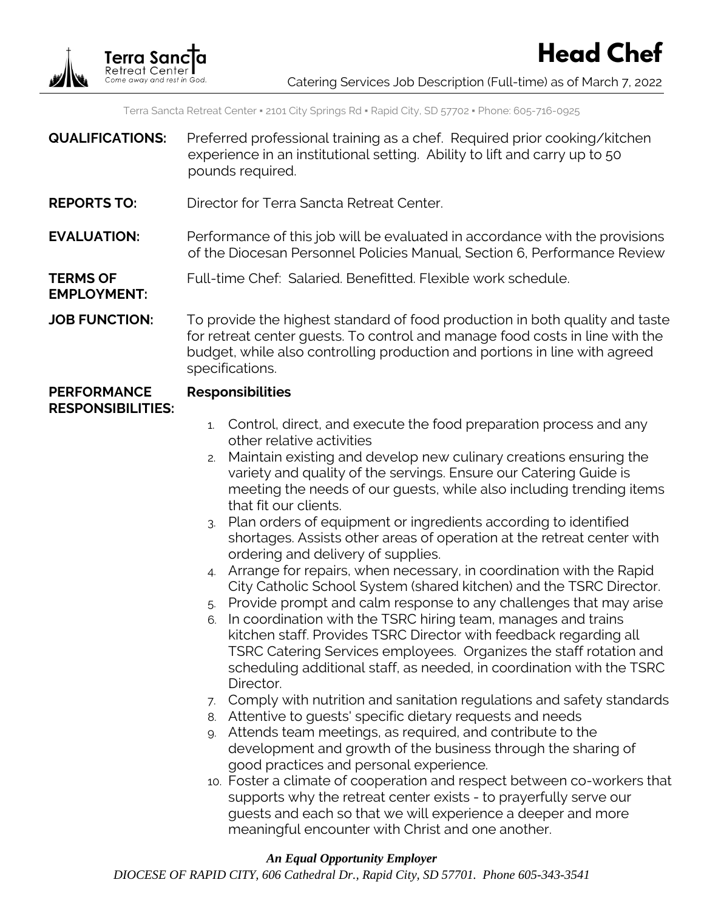# Head Chef

**Terra Sancta** Retreat Center
*Come away and rest in God.*

Catering Services Job Description (Full-time) as of March 7, 2022

Terra Sancta Retreat Center ▪ 2101 City Springs Rd ▪ Rapid City, SD 57702 ▪ Phone: 605-716-0925

**QUALIFICATIONS:** Preferred professional training as a chef. Required prior cooking/kitchen experience in an institutional setting. Ability to lift and carry up to 50 pounds required.

**REPORTS TO:** Director for Terra Sancta Retreat Center.

**EVALUATION:** Performance of this job will be evaluated in accordance with the provisions of the Diocesan Personnel Policies Manual, Section 6, Performance Review

**TERMS OF EMPLOYMENT:** Full-time Chef: Salaried. Benefitted. Flexible work schedule.

**JOB FUNCTION:** To provide the highest standard of food production in both quality and taste for retreat center guests. To control and manage food costs in line with the budget, while also controlling production and portions in line with agreed specifications.

**PERFORMANCE RESPONSIBILITIES:**

**Responsibilities**

1. Control, direct, and execute the food preparation process and any other relative activities
2. Maintain existing and develop new culinary creations ensuring the variety and quality of the servings. Ensure our Catering Guide is meeting the needs of our guests, while also including trending items that fit our clients.
3. Plan orders of equipment or ingredients according to identified shortages. Assists other areas of operation at the retreat center with ordering and delivery of supplies.
4. Arrange for repairs, when necessary, in coordination with the Rapid City Catholic School System (shared kitchen) and the TSRC Director.
5. Provide prompt and calm response to any challenges that may arise
6. In coordination with the TSRC hiring team, manages and trains kitchen staff. Provides TSRC Director with feedback regarding all TSRC Catering Services employees. Organizes the staff rotation and scheduling additional staff, as needed, in coordination with the TSRC Director.
7. Comply with nutrition and sanitation regulations and safety standards
8. Attentive to guests' specific dietary requests and needs
9. Attends team meetings, as required, and contribute to the development and growth of the business through the sharing of good practices and personal experience.
10. Foster a climate of cooperation and respect between co-workers that supports why the retreat center exists - to prayerfully serve our guests and each so that we will experience a deeper and more meaningful encounter with Christ and one another.

***An Equal Opportunity Employer***

*DIOCESE OF RAPID CITY, 606 Cathedral Dr., Rapid City, SD 57701. Phone 605-343-3541*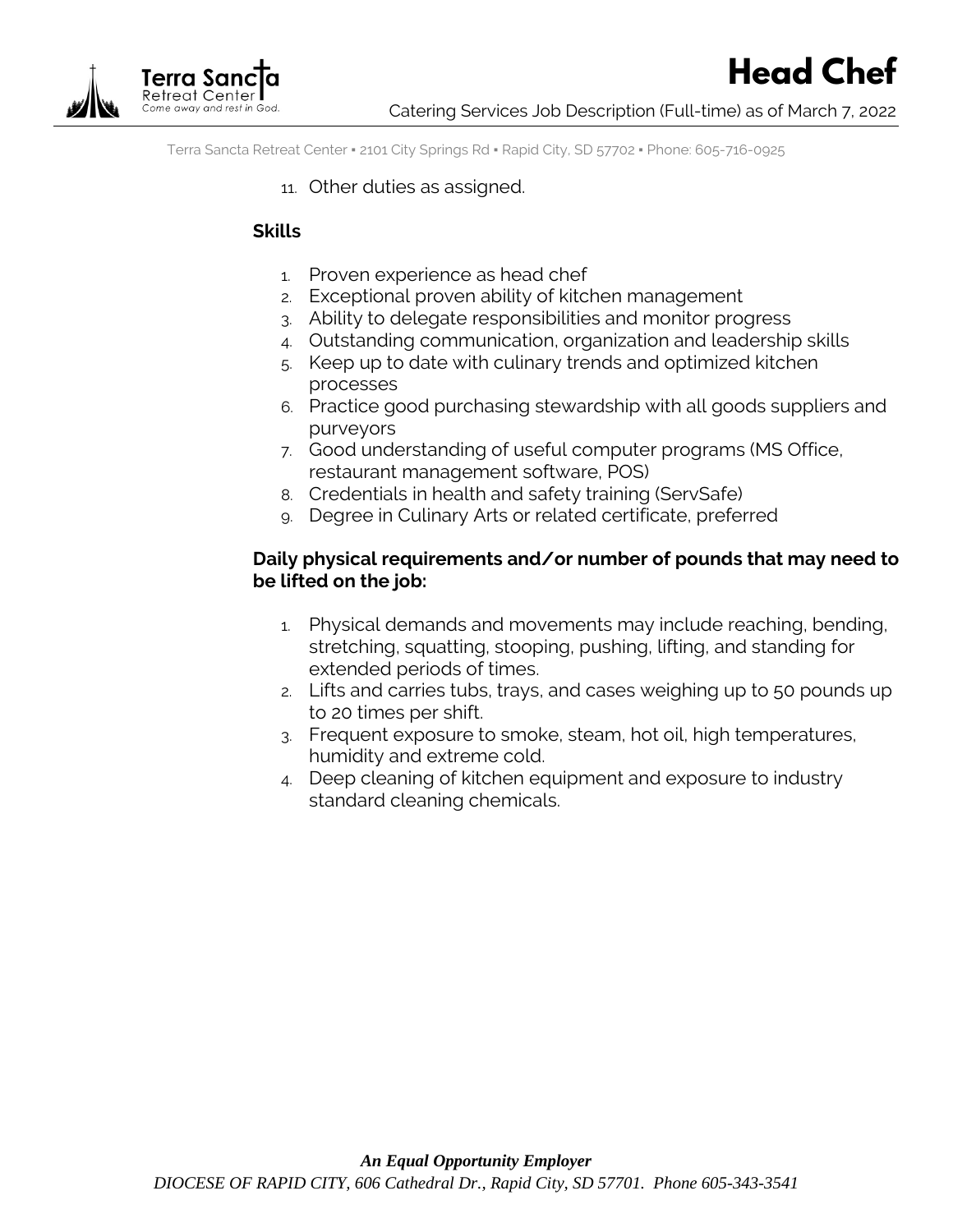11. Other duties as assigned.

**Skills**

1. Proven experience as head chef
2. Exceptional proven ability of kitchen management
3. Ability to delegate responsibilities and monitor progress
4. Outstanding communication, organization and leadership skills
5. Keep up to date with culinary trends and optimized kitchen processes
6. Practice good purchasing stewardship with all goods suppliers and purveyors
7. Good understanding of useful computer programs (MS Office, restaurant management software, POS)
8. Credentials in health and safety training (ServSafe)
9. Degree in Culinary Arts or related certificate, preferred

**Daily physical requirements and/or number of pounds that may need to be lifted on the job:**

1. Physical demands and movements may include reaching, bending, stretching, squatting, stooping, pushing, lifting, and standing for extended periods of times.
2. Lifts and carries tubs, trays, and cases weighing up to 50 pounds up to 20 times per shift.
3. Frequent exposure to smoke, steam, hot oil, high temperatures, humidity and extreme cold.
4. Deep cleaning of kitchen equipment and exposure to industry standard cleaning chemicals.